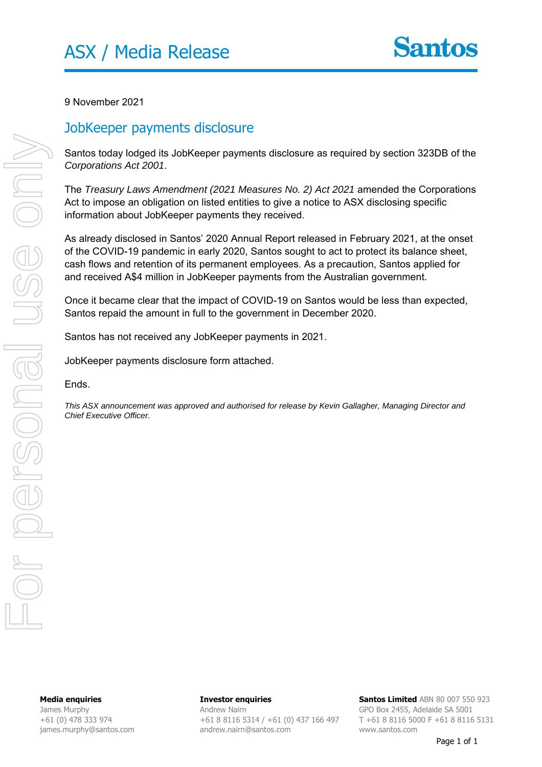# ASX / Media Release

9 November 2021

## JobKeeper payments disclosure

Santos today lodged its JobKeeper payments disclosure as required by section 323DB of the *Corporations Act 2001*.

The *Treasury Laws Amendment (2021 Measures No. 2) Act 2021* amended the Corporations Act to impose an obligation on listed entities to give a notice to ASX disclosing specific information about JobKeeper payments they received.

As already disclosed in Santos' 2020 Annual Report released in February 2021, at the onset of the COVID-19 pandemic in early 2020, Santos sought to act to protect its balance sheet, cash flows and retention of its permanent employees. As a precaution, Santos applied for and received A$4 million in JobKeeper payments from the Australian government.

Once it became clear that the impact of COVID-19 on Santos would be less than expected, Santos repaid the amount in full to the government in December 2020.

Santos has not received any JobKeeper payments in 2021.

JobKeeper payments disclosure form attached.

Ends.

*This ASX announcement was approved and authorised for release by Kevin Gallagher, Managing Director and Chief Executive Officer.*

**Media enquiries**
James Murphy
+61 (0) 478 333 974
james.murphy@santos.com

**Investor enquiries**
Andrew Nairn
+61 8 8116 5314 / +61 (0) 437 166 497
andrew.nairn@santos.com

**Santos Limited** ABN 80 007 550 923
GPO Box 2455, Adelaide SA 5001
T +61 8 8116 5000 F +61 8 8116 5131
www.santos.com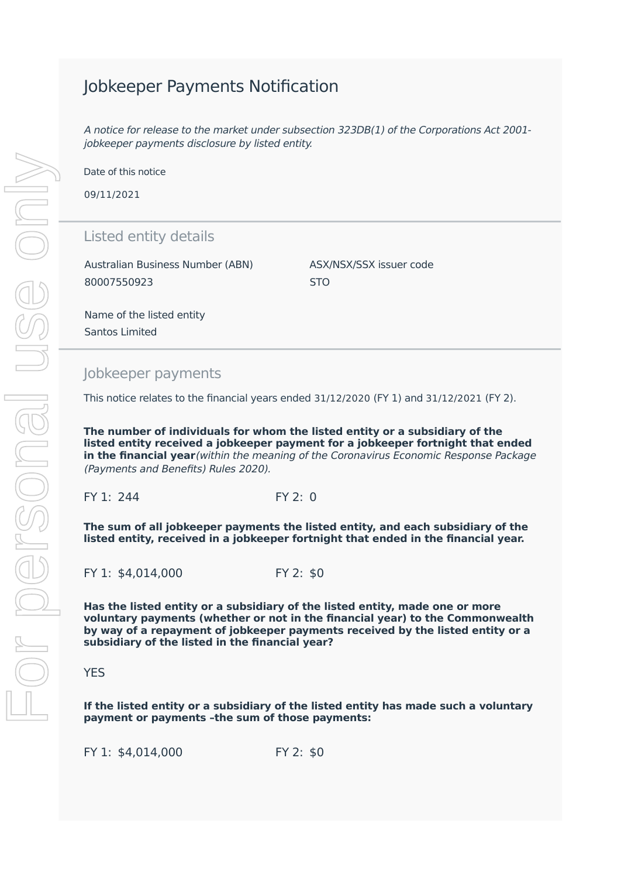# Jobkeeper Payments Notification

*A notice for release to the market under subsection 323DB(1) of the Corporations Act 2001- jobkeeper payments disclosure by listed entity.*

Date of this notice

09/11/2021

## Listed entity details

Australian Business Number (ABN)

80007550923

ASX/NSX/SSX issuer code

STO

Name of the listed entity

Santos Limited

## Jobkeeper payments

This notice relates to the financial years ended 31/12/2020 (FY 1) and 31/12/2021 (FY 2).

**The number of individuals for whom the listed entity or a subsidiary of the listed entity received a jobkeeper payment for a jobkeeper fortnight that ended in the financial year***(within the meaning of the Coronavirus Economic Response Package (Payments and Benefits) Rules 2020).*

FY 1: 244 FY 2: 0

**The sum of all jobkeeper payments the listed entity, and each subsidiary of the listed entity, received in a jobkeeper fortnight that ended in the financial year.**

FY 1: $4,014,000 FY 2: $0

**Has the listed entity or a subsidiary of the listed entity, made one or more voluntary payments (whether or not in the financial year) to the Commonwealth by way of a repayment of jobkeeper payments received by the listed entity or a subsidiary of the listed in the financial year?**

YES

**If the listed entity or a subsidiary of the listed entity has made such a voluntary payment or payments –the sum of those payments:**

FY 1: $4,014,000 FY 2: $0